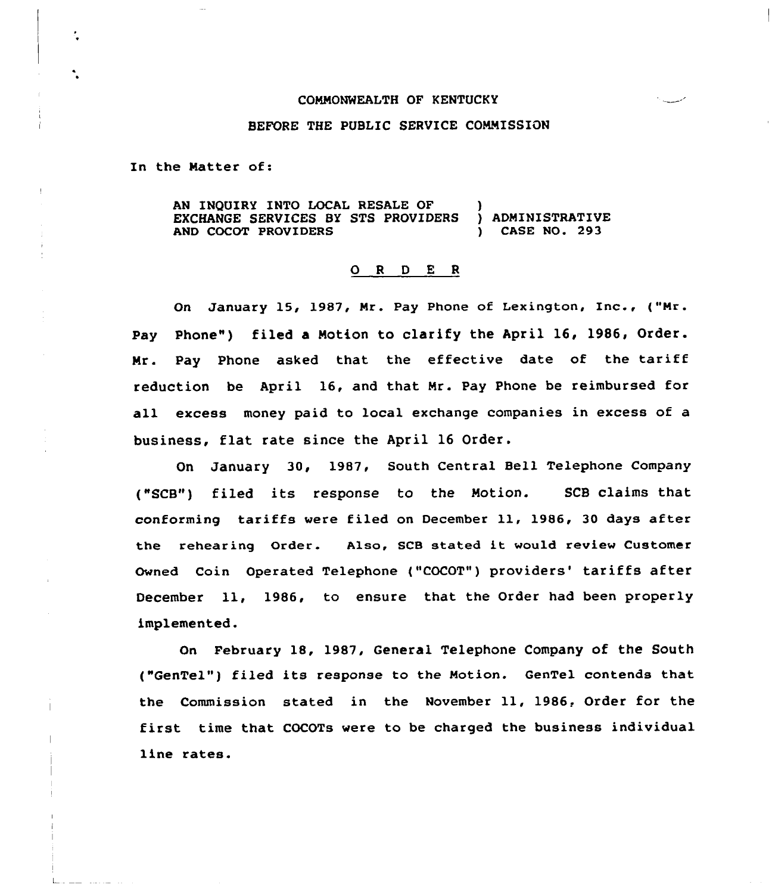COMMONWEALTH OF KENTUCKY

BEFORE THE PUBLIC SERVICE COMMISSION

In the Matter of:

AN INQUIRY INTO LOCAL RESALE OF EXCHANGE SERVICES BY STS PROVIDERS AND COCOT PROVIDERS ) ADMINISTRATIVE CASE NO. 293

## O R D E R

On January 15, 1987, Mr. Pay Phone of Lexington, Inc., ("Mr. Pay Phone") filed a Motion to clarify the April 16, 1986, Order. Mr. Pay Phone asked that the effective date of the tariff reduction be April 16, and that Mr. Pay Phone be reimbursed for all excess money paid to local exchange companies in excess of a business, flat rate since the April 16 Order.

On January 30, 1987, South Central Bell Telephone Company ("SCB") filed its response to the Motion. SCB claims that conforming tariffs were filed on December 11, 1986, 30 days after the rehearing Order. Also, SCB stated it would review Customer Owned Coin Operated Telephone ("COCOT") providers' tariffs after December 11, 1986, to ensure that the Order had been properly implemented.

On February 18, 1987, General Telephone Company of the South ("GenTel") filed its response to the Motion. GenTel contends that the Commission stated in the November 11, 1986, Order for the first time that COCOTs were to be charged the business individual line rates.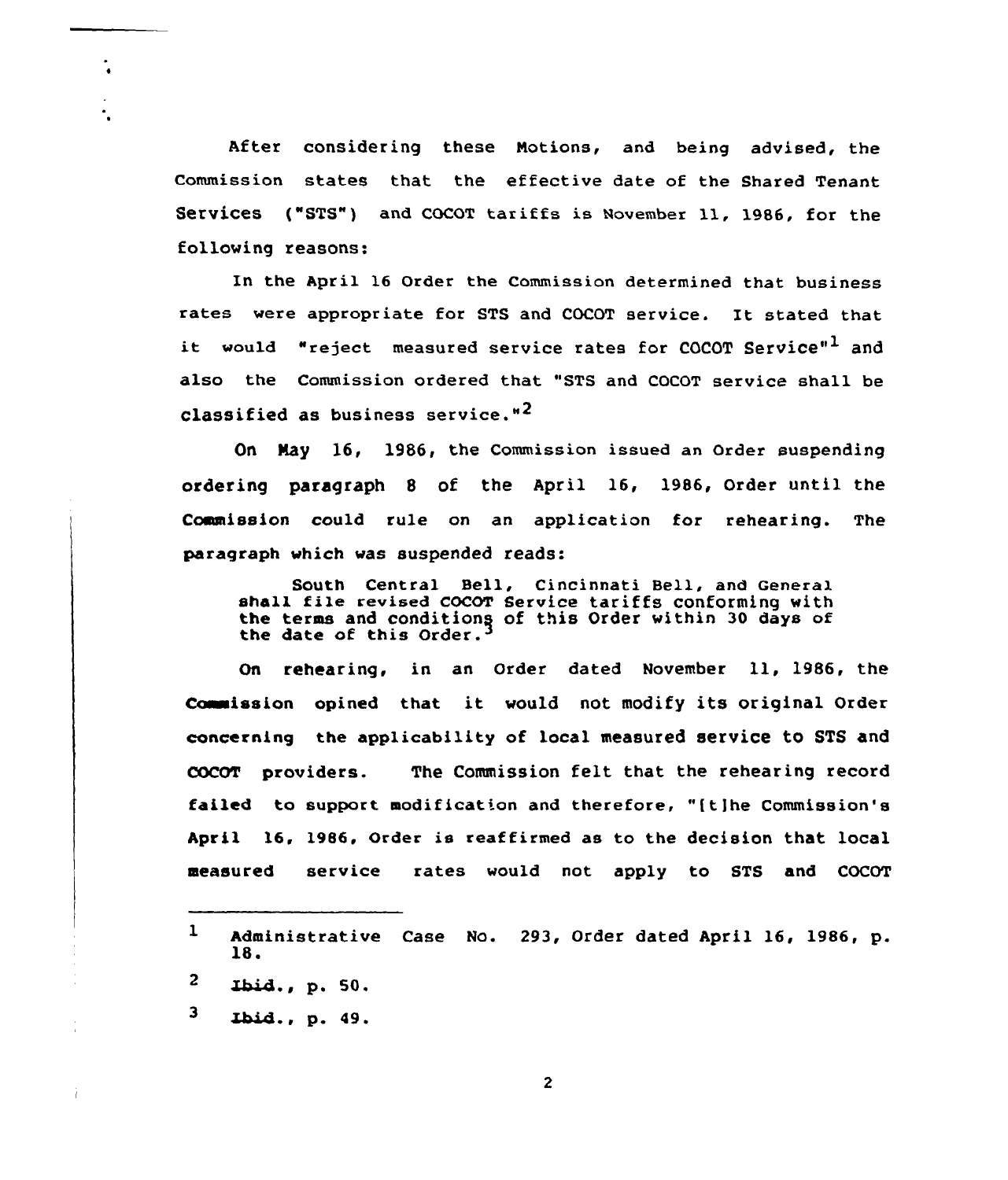After considering these Motions, and being advised, the Commission states that the effective date of the Shared Tenant Services ("STS") and COCOT tariffs is November 11, 1986, for the following reasons:

In the April 16 Order the Commission determined that business rates were appropriate for STS and COCOT service. It stated that it would "reject measured service rates for COCOT Service"[1] and also the Commission ordered that "STS and COCOT service shall be classified as business service."[2]

On May 16, 1986, the Commission issued an Order suspending ordering paragraph 8 of the April 16, 1986, Order until the Commission could rule on an application for rehearing. The paragraph which was suspended reads:

> South Central Bell, Cincinnati Bell, and General shall file revised COCOT Service tariffs conforming with the terms and conditions of this Order within 30 days of the date of this Order.[3]

On rehearing, in an Order dated November 11, 1986, the Commission opined that it would not modify its original Order concerning the applicability of local measured service to STS and COCOT providers. The Commission felt that the rehearing record failed to support modification and therefore, "[t]he Commission's April 16, 1986, Order is reaffirmed as to the decision that local measured service rates would not apply to STS and COCOT

---

[1] Administrative Case No. 293, Order dated April 16, 1986, p. 18.

[2] *Ibid.*, p. 50.

[3] *Ibid.*, p. 49.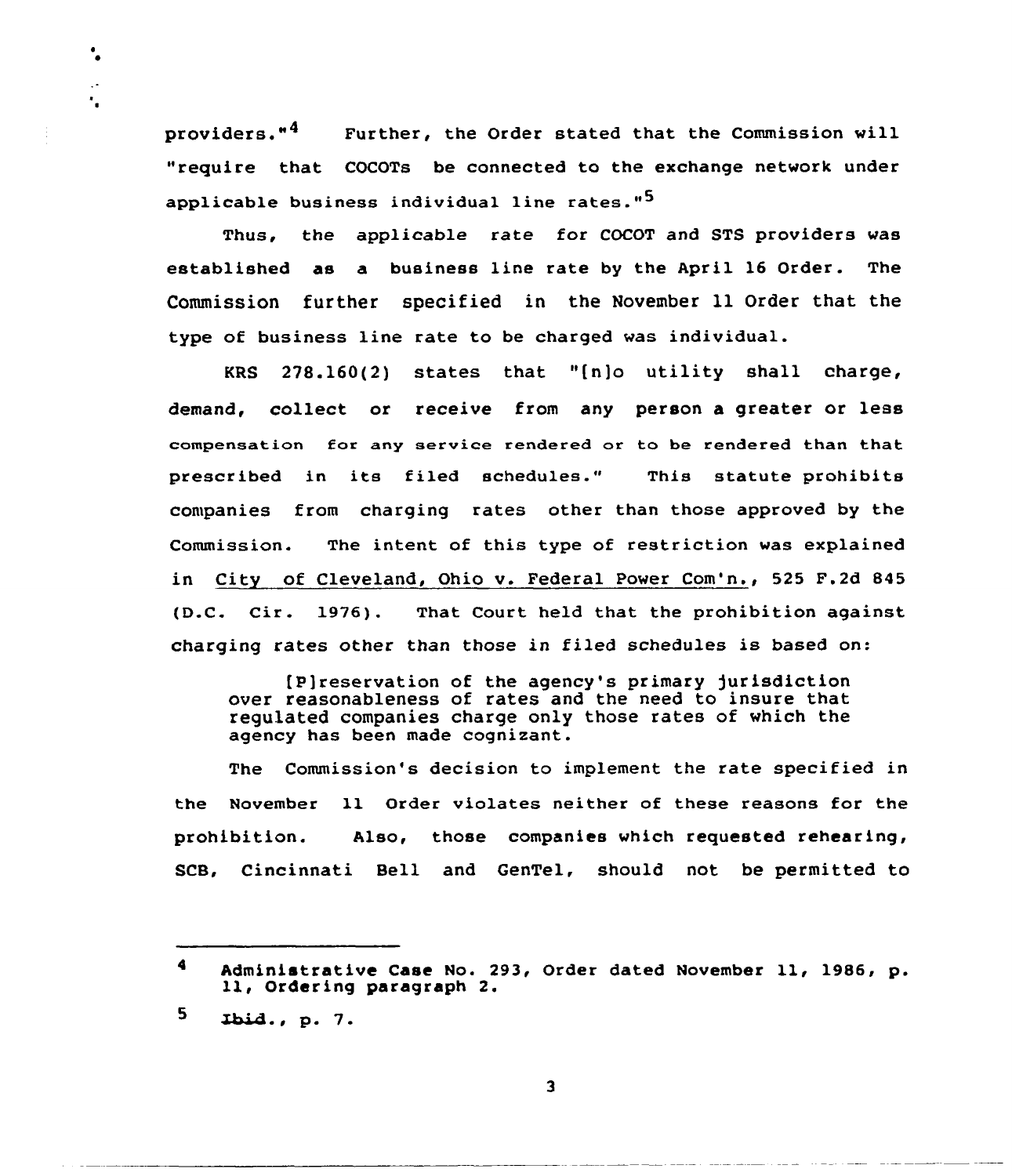providers."[4] Further, the Order stated that the Commission will "require that COCOTs be connected to the exchange network under applicable business individual line rates."[5]

Thus, the applicable rate for COCOT and STS providers was established as a business line rate by the April 16 Order. The Commission further specified in the November 11 Order that the type of business line rate to be charged was individual.

KRS 278.160(2) states that "[n]o utility shall charge, demand, collect or receive from any person a greater or less compensation for any service rendered or to be rendered than that prescribed in its filed schedules." This statute prohibits companies from charging rates other than those approved by the Commission. The intent of this type of restriction was explained in City of Cleveland, Ohio v. Federal Power Com'n., 525 F.2d 845 (D.C. Cir. 1976). That Court held that the prohibition against charging rates other than those in filed schedules is based on:

> [P]reservation of the agency's primary jurisdiction over reasonableness of rates and the need to insure that regulated companies charge only those rates of which the agency has been made cognizant.

The Commission's decision to implement the rate specified in the November 11 Order violates neither of these reasons for the prohibition. Also, those companies which requested rehearing, SCB, Cincinnati Bell and GenTel, should not be permitted to

---

[4] Administrative Case No. 293, Order dated November 11, 1986, p. 11, Ordering paragraph 2.

[5] Ibid., p. 7.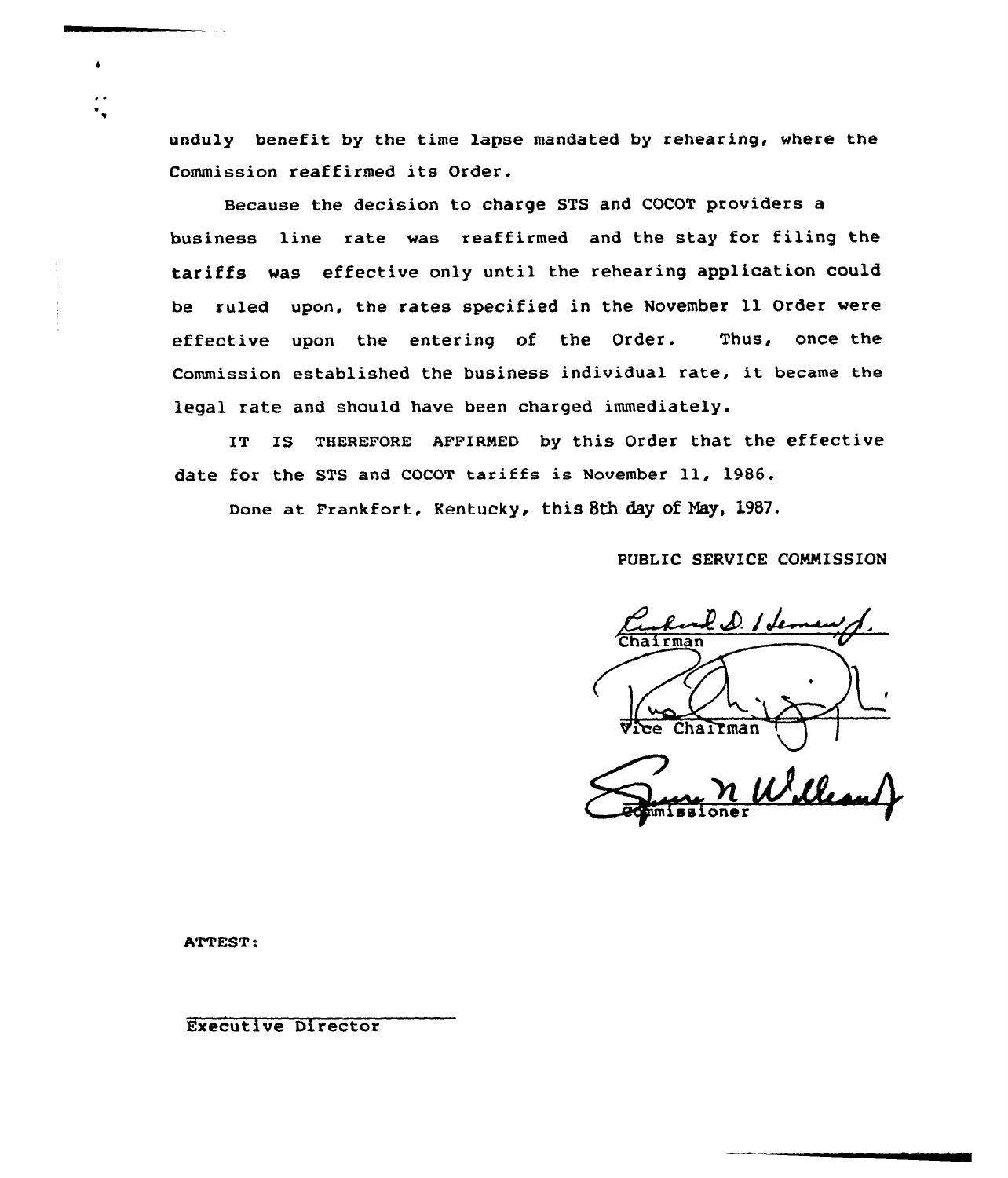unduly benefit by the time lapse mandated by rehearing, where the Commission reaffirmed its Order.

Because the decision to charge STS and COCOT providers a business line rate was reaffirmed and the stay for filing the tariffs was effective only until the rehearing application could be ruled upon, the rates specified in the November 11 Order were effective upon the entering of the Order. Thus, once the Commission established the business individual rate, it became the legal rate and should have been charged immediately.

IT IS THEREFORE AFFIRMED by this Order that the effective date for the STS and COCOT tariffs is November 11, 1986.

Done at Frankfort, Kentucky, this 8th day of May, 1987.

PUBLIC SERVICE COMMISSION

Chairman

Vice Chairman

Commissioner

ATTEST:

Executive Director